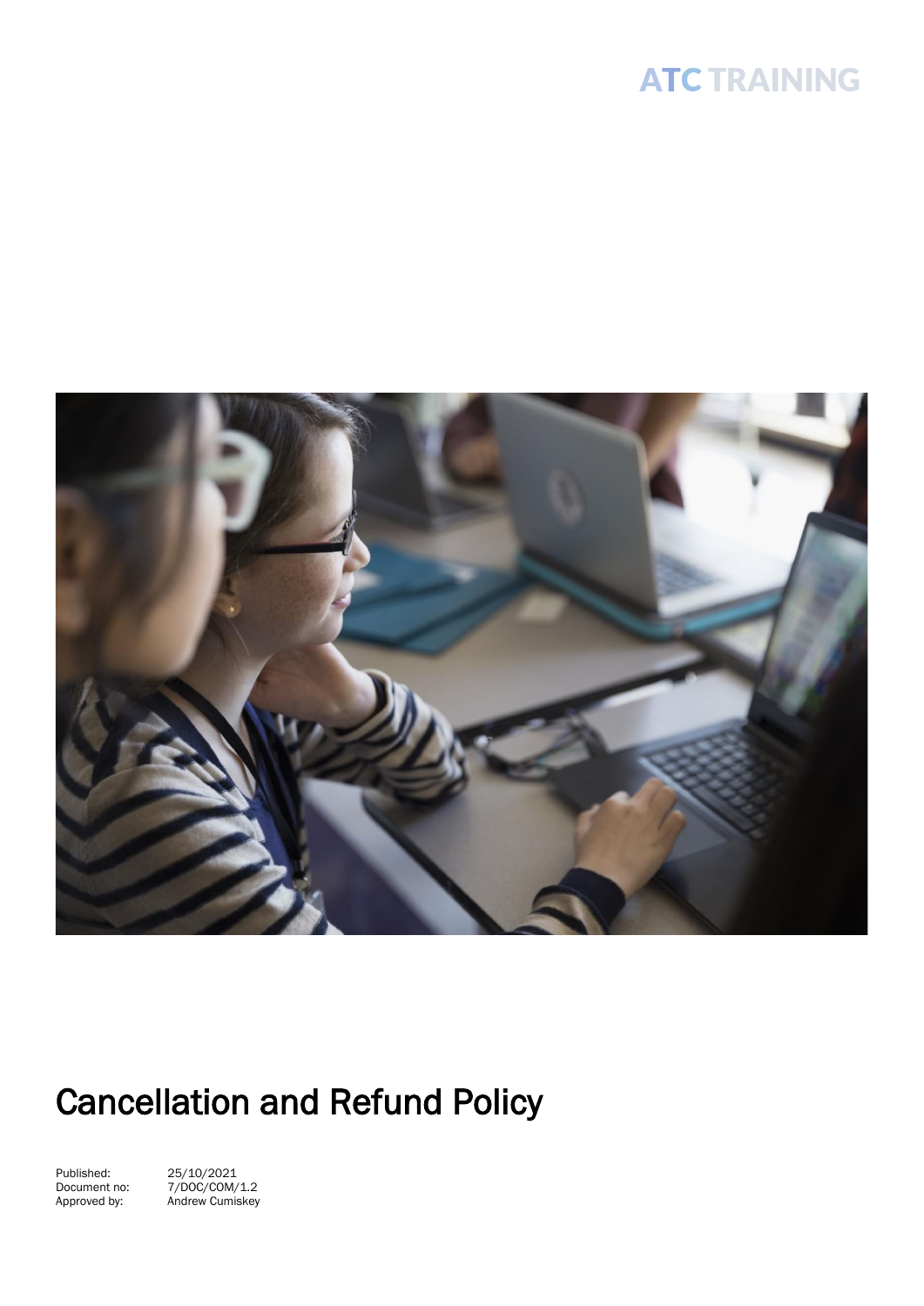ATC TRAINING

# Cancellation and Refund Policy

Published: 25/10/2021
Document no: 7/DOC/COM/1.2
Approved by: Andrew Cumiskey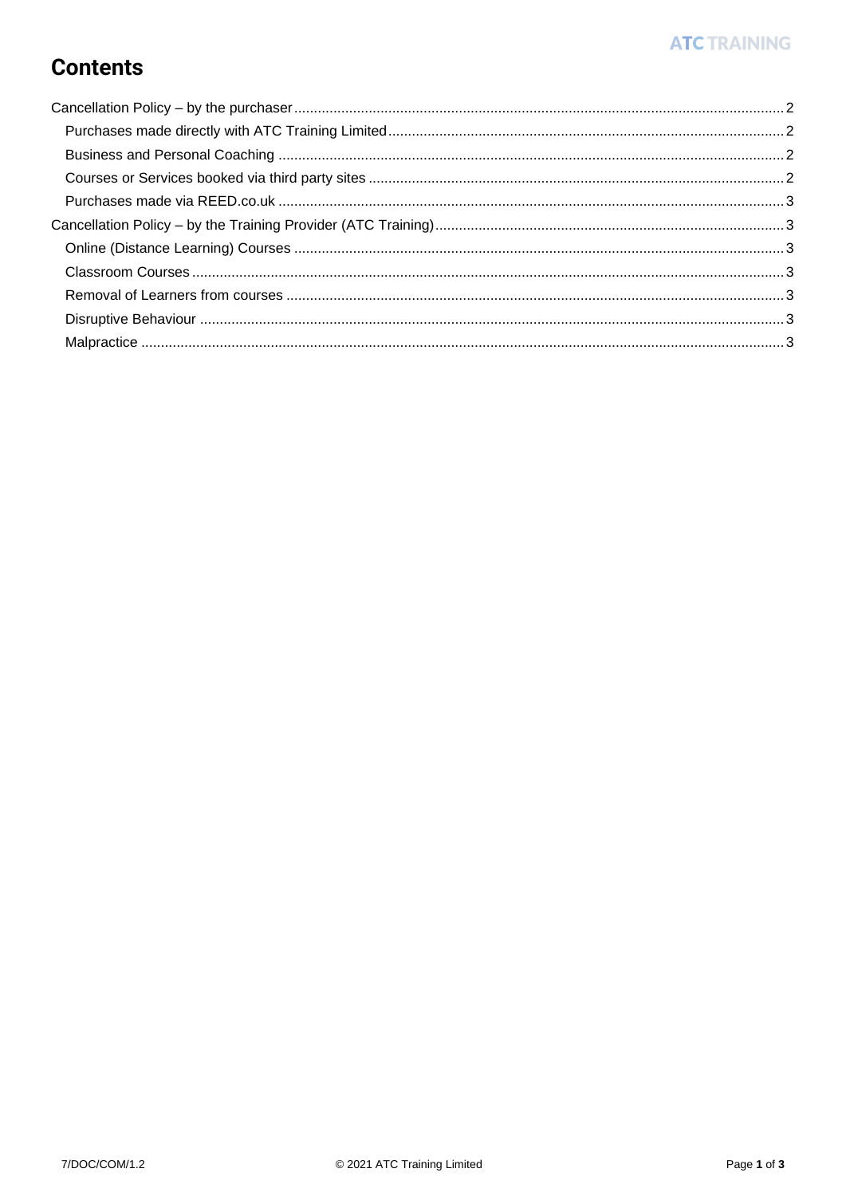# Contents

Cancellation Policy – by the purchaser .......... 2

- Purchases made directly with ATC Training Limited .......... 2
- Business and Personal Coaching .......... 2
- Courses or Services booked via third party sites .......... 2
- Purchases made via REED.co.uk .......... 3

Cancellation Policy – by the Training Provider (ATC Training) .......... 3

- Online (Distance Learning) Courses .......... 3
- Classroom Courses .......... 3
- Removal of Learners from courses .......... 3
- Disruptive Behaviour .......... 3
- Malpractice .......... 3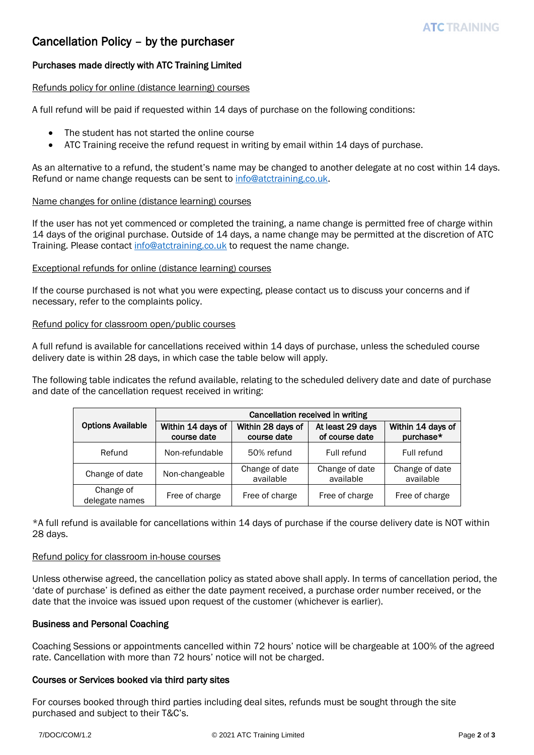# Cancellation Policy – by the purchaser

## Purchases made directly with ATC Training Limited

<u>Refunds policy for online (distance learning) courses</u>

A full refund will be paid if requested within 14 days of purchase on the following conditions:

- The student has not started the online course
- ATC Training receive the refund request in writing by email within 14 days of purchase.

As an alternative to a refund, the student's name may be changed to another delegate at no cost within 14 days. Refund or name change requests can be sent to info@atctraining.co.uk.

<u>Name changes for online (distance learning) courses</u>

If the user has not yet commenced or completed the training, a name change is permitted free of charge within 14 days of the original purchase. Outside of 14 days, a name change may be permitted at the discretion of ATC Training. Please contact info@atctraining.co.uk to request the name change.

<u>Exceptional refunds for online (distance learning) courses</u>

If the course purchased is not what you were expecting, please contact us to discuss your concerns and if necessary, refer to the complaints policy.

<u>Refund policy for classroom open/public courses</u>

A full refund is available for cancellations received within 14 days of purchase, unless the scheduled course delivery date is within 28 days, in which case the table below will apply.

The following table indicates the refund available, relating to the scheduled delivery date and date of purchase and date of the cancellation request received in writing:

| Options Available | Cancellation received in writing | | | |
|---|---|---|---|---|
| | Within 14 days of course date | Within 28 days of course date | At least 29 days of course date | Within 14 days of purchase* |
| Refund | Non-refundable | 50% refund | Full refund | Full refund |
| Change of date | Non-changeable | Change of date available | Change of date available | Change of date available |
| Change of delegate names | Free of charge | Free of charge | Free of charge | Free of charge |

*A full refund is available for cancellations within 14 days of purchase if the course delivery date is NOT within 28 days.

<u>Refund policy for classroom in-house courses</u>

Unless otherwise agreed, the cancellation policy as stated above shall apply. In terms of cancellation period, the 'date of purchase' is defined as either the date payment received, a purchase order number received, or the date that the invoice was issued upon request of the customer (whichever is earlier).

## Business and Personal Coaching

Coaching Sessions or appointments cancelled within 72 hours' notice will be chargeable at 100% of the agreed rate. Cancellation with more than 72 hours' notice will not be charged.

## Courses or Services booked via third party sites

For courses booked through third parties including deal sites, refunds must be sought through the site purchased and subject to their T&C's.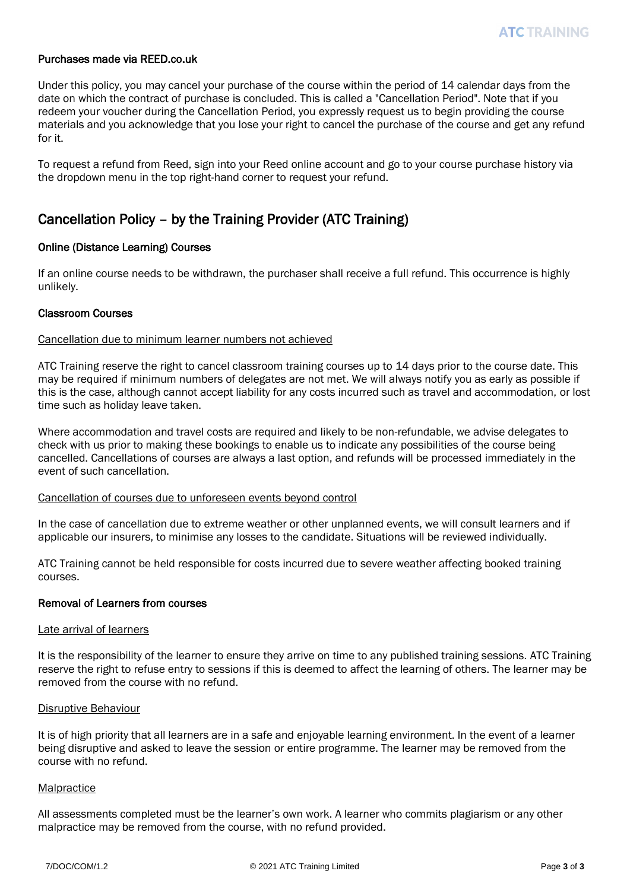#### Purchases made via REED.co.uk

Under this policy, you may cancel your purchase of the course within the period of 14 calendar days from the date on which the contract of purchase is concluded. This is called a "Cancellation Period". Note that if you redeem your voucher during the Cancellation Period, you expressly request us to begin providing the course materials and you acknowledge that you lose your right to cancel the purchase of the course and get any refund for it.

To request a refund from Reed, sign into your Reed online account and go to your course purchase history via the dropdown menu in the top right-hand corner to request your refund.

## Cancellation Policy – by the Training Provider (ATC Training)

#### Online (Distance Learning) Courses

If an online course needs to be withdrawn, the purchaser shall receive a full refund. This occurrence is highly unlikely.

#### Classroom Courses

Cancellation due to minimum learner numbers not achieved

ATC Training reserve the right to cancel classroom training courses up to 14 days prior to the course date. This may be required if minimum numbers of delegates are not met. We will always notify you as early as possible if this is the case, although cannot accept liability for any costs incurred such as travel and accommodation, or lost time such as holiday leave taken.

Where accommodation and travel costs are required and likely to be non-refundable, we advise delegates to check with us prior to making these bookings to enable us to indicate any possibilities of the course being cancelled. Cancellations of courses are always a last option, and refunds will be processed immediately in the event of such cancellation.

Cancellation of courses due to unforeseen events beyond control

In the case of cancellation due to extreme weather or other unplanned events, we will consult learners and if applicable our insurers, to minimise any losses to the candidate. Situations will be reviewed individually.

ATC Training cannot be held responsible for costs incurred due to severe weather affecting booked training courses.

#### Removal of Learners from courses

Late arrival of learners

It is the responsibility of the learner to ensure they arrive on time to any published training sessions. ATC Training reserve the right to refuse entry to sessions if this is deemed to affect the learning of others. The learner may be removed from the course with no refund.

Disruptive Behaviour

It is of high priority that all learners are in a safe and enjoyable learning environment. In the event of a learner being disruptive and asked to leave the session or entire programme. The learner may be removed from the course with no refund.

Malpractice

All assessments completed must be the learner's own work. A learner who commits plagiarism or any other malpractice may be removed from the course, with no refund provided.